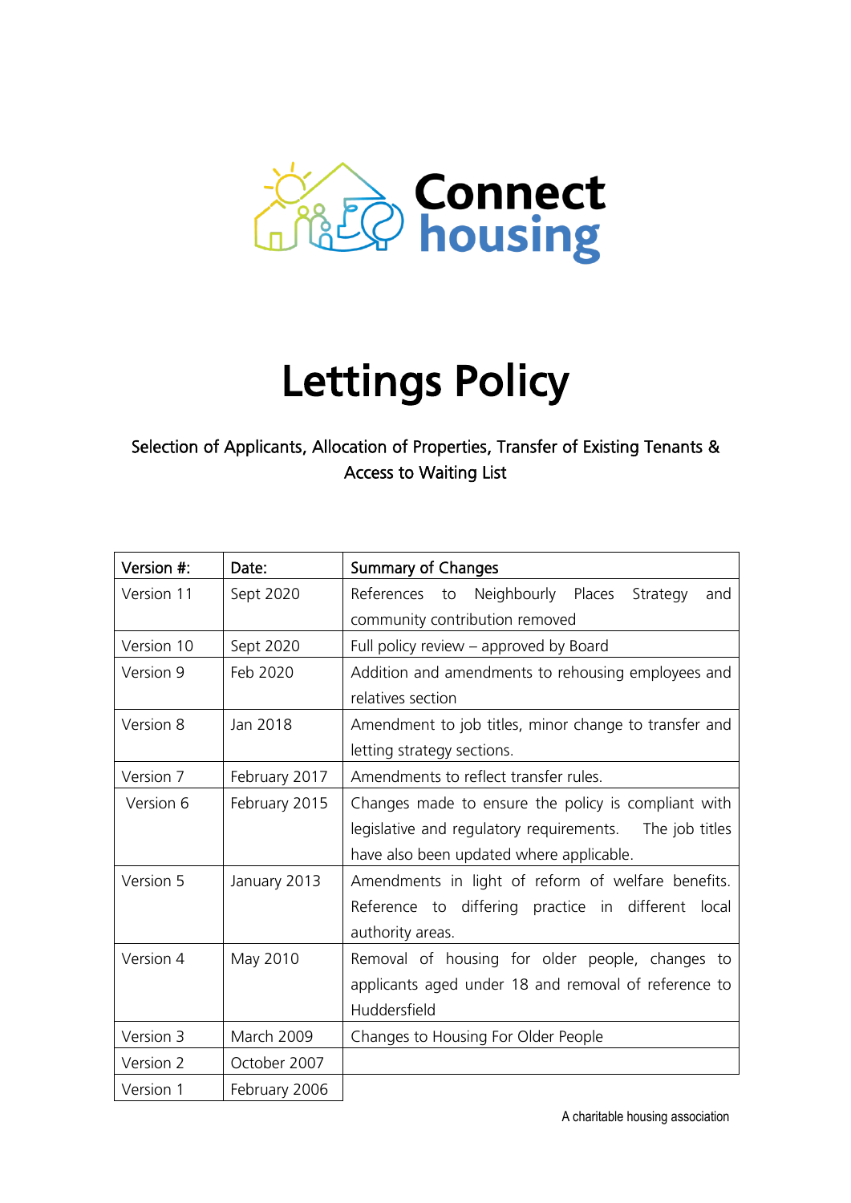Connect housing

# Lettings Policy

Selection of Applicants, Allocation of Properties, Transfer of Existing Tenants & Access to Waiting List

| Version #: | Date: | Summary of Changes |
| --- | --- | --- |
| Version 11 | Sept 2020 | References to Neighbourly Places Strategy and community contribution removed |
| Version 10 | Sept 2020 | Full policy review – approved by Board |
| Version 9 | Feb 2020 | Addition and amendments to rehousing employees and relatives section |
| Version 8 | Jan 2018 | Amendment to job titles, minor change to transfer and letting strategy sections. |
| Version 7 | February 2017 | Amendments to reflect transfer rules. |
| Version 6 | February 2015 | Changes made to ensure the policy is compliant with legislative and regulatory requirements. The job titles have also been updated where applicable. |
| Version 5 | January 2013 | Amendments in light of reform of welfare benefits. Reference to differing practice in different local authority areas. |
| Version 4 | May 2010 | Removal of housing for older people, changes to applicants aged under 18 and removal of reference to Huddersfield |
| Version 3 | March 2009 | Changes to Housing For Older People |
| Version 2 | October 2007 | |
| Version 1 | February 2006 | |

A charitable housing association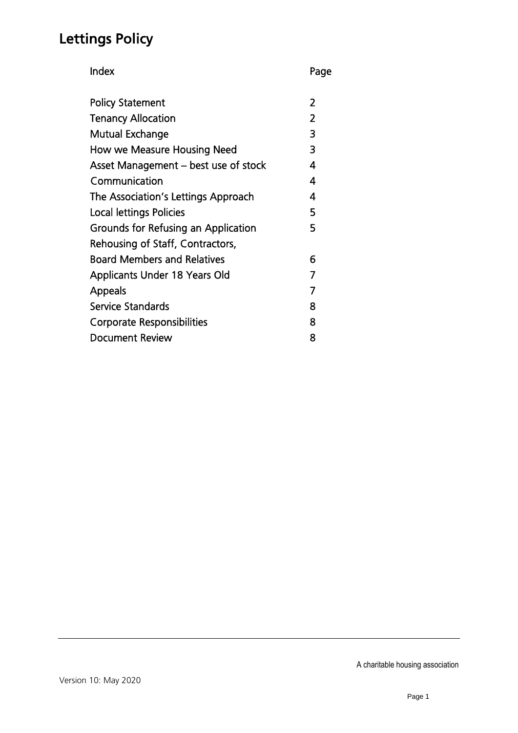# Lettings Policy

| Index | Page |
|---|---|
| Policy Statement | 2 |
| Tenancy Allocation | 2 |
| Mutual Exchange | 3 |
| How we Measure Housing Need | 3 |
| Asset Management – best use of stock | 4 |
| Communication | 4 |
| The Association's Lettings Approach | 4 |
| Local lettings Policies | 5 |
| Grounds for Refusing an Application | 5 |
| Rehousing of Staff, Contractors, Board Members and Relatives | 6 |
| Applicants Under 18 Years Old | 7 |
| Appeals | 7 |
| Service Standards | 8 |
| Corporate Responsibilities | 8 |
| Document Review | 8 |

A charitable housing association

Version 10: May 2020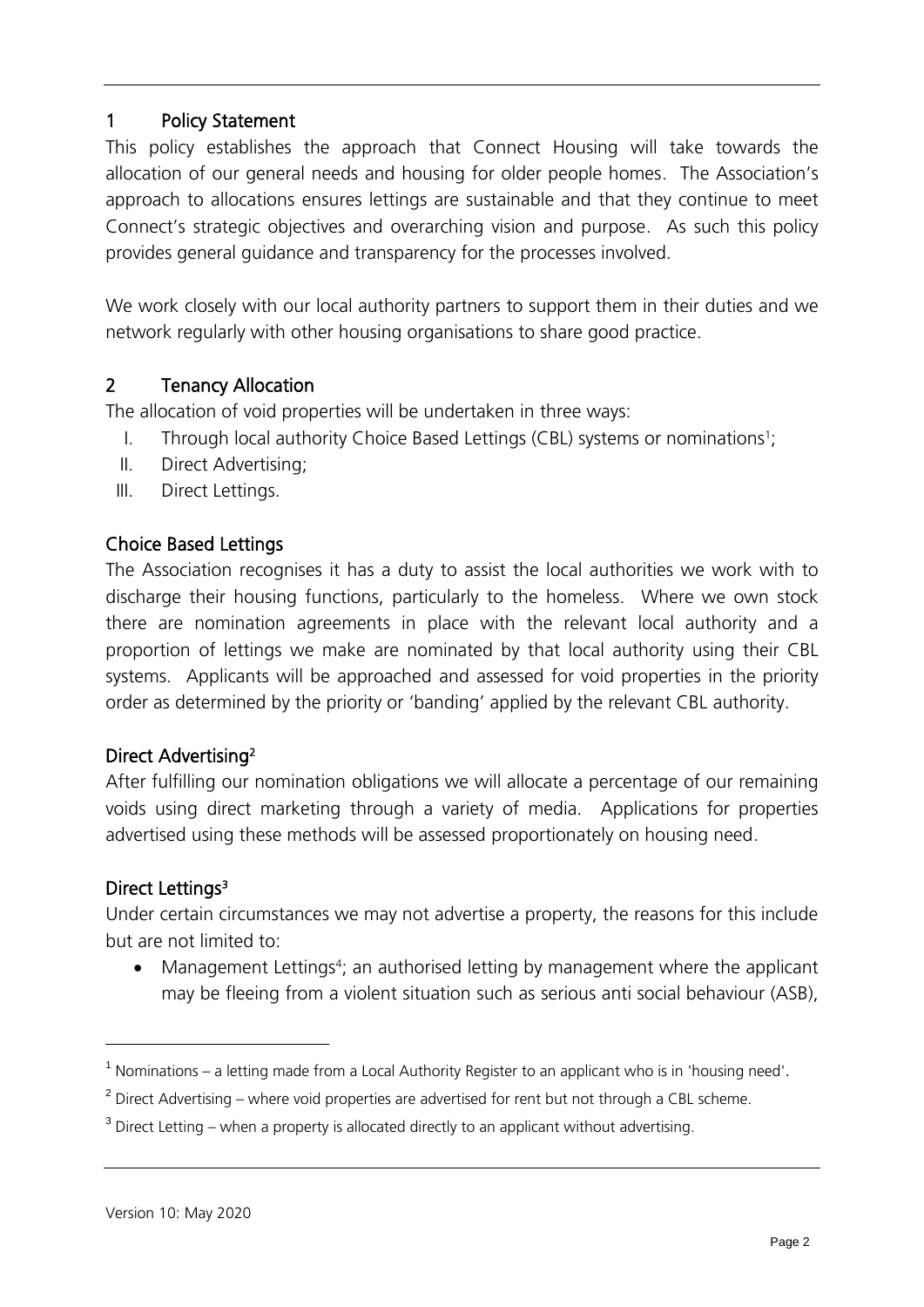## 1 Policy Statement

This policy establishes the approach that Connect Housing will take towards the allocation of our general needs and housing for older people homes. The Association's approach to allocations ensures lettings are sustainable and that they continue to meet Connect's strategic objectives and overarching vision and purpose. As such this policy provides general guidance and transparency for the processes involved.

We work closely with our local authority partners to support them in their duties and we network regularly with other housing organisations to share good practice.

## 2 Tenancy Allocation

The allocation of void properties will be undertaken in three ways:

I. Through local authority Choice Based Lettings (CBL) systems or nominations[1];
II. Direct Advertising;
III. Direct Lettings.

### Choice Based Lettings

The Association recognises it has a duty to assist the local authorities we work with to discharge their housing functions, particularly to the homeless. Where we own stock there are nomination agreements in place with the relevant local authority and a proportion of lettings we make are nominated by that local authority using their CBL systems. Applicants will be approached and assessed for void properties in the priority order as determined by the priority or 'banding' applied by the relevant CBL authority.

### Direct Advertising[2]

After fulfilling our nomination obligations we will allocate a percentage of our remaining voids using direct marketing through a variety of media. Applications for properties advertised using these methods will be assessed proportionately on housing need.

### Direct Lettings[3]

Under certain circumstances we may not advertise a property, the reasons for this include but are not limited to:

- Management Lettings[4]; an authorised letting by management where the applicant may be fleeing from a violent situation such as serious anti social behaviour (ASB),

---

[1] Nominations – a letting made from a Local Authority Register to an applicant who is in 'housing need'.

[2] Direct Advertising – where void properties are advertised for rent but not through a CBL scheme.

[3] Direct Letting – when a property is allocated directly to an applicant without advertising.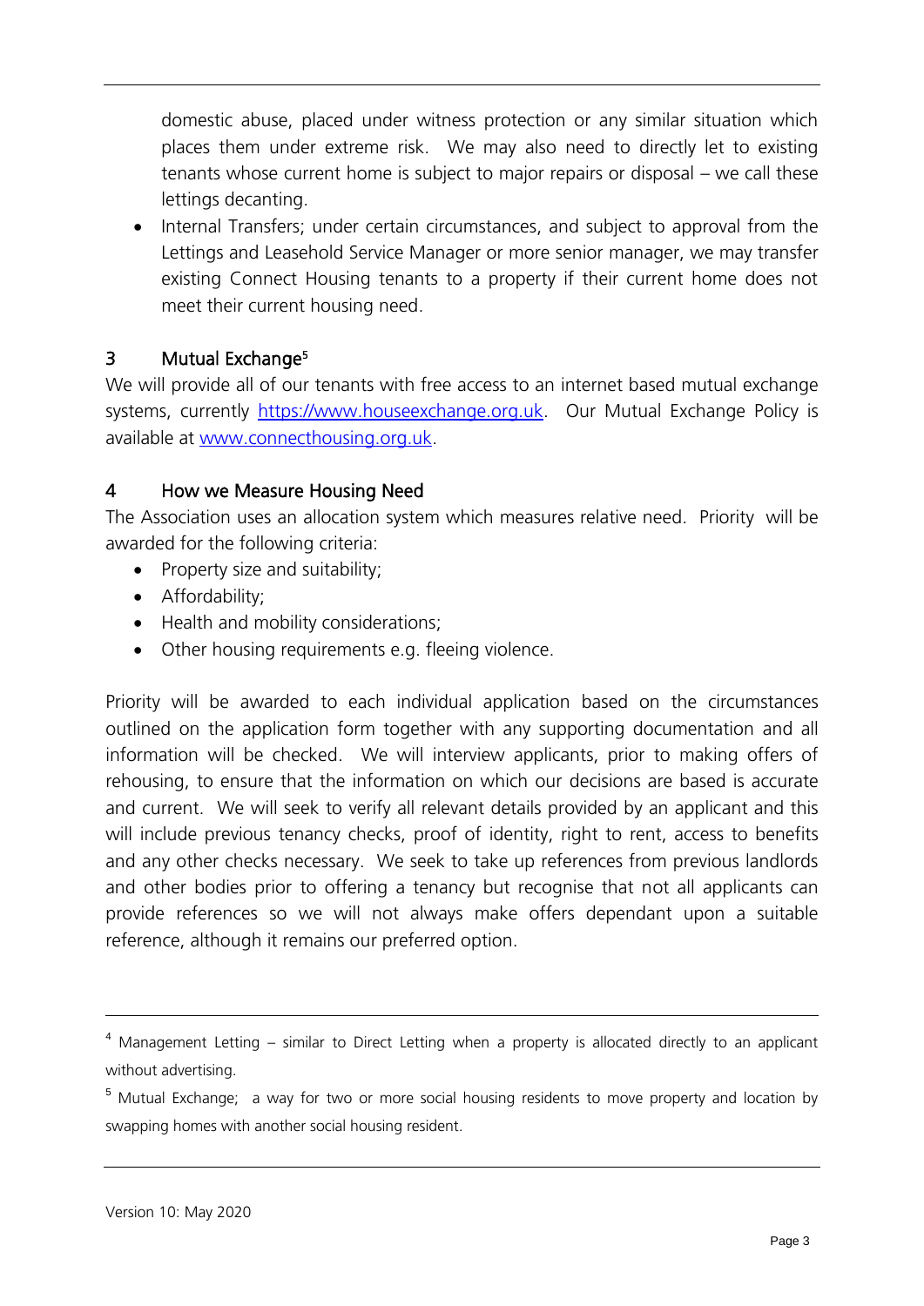domestic abuse, placed under witness protection or any similar situation which places them under extreme risk. We may also need to directly let to existing tenants whose current home is subject to major repairs or disposal – we call these lettings decanting.

- Internal Transfers; under certain circumstances, and subject to approval from the Lettings and Leasehold Service Manager or more senior manager, we may transfer existing Connect Housing tenants to a property if their current home does not meet their current housing need.

## 3 Mutual Exchange[5]

We will provide all of our tenants with free access to an internet based mutual exchange systems, currently https://www.houseexchange.org.uk. Our Mutual Exchange Policy is available at www.connecthousing.org.uk.

## 4 How we Measure Housing Need

The Association uses an allocation system which measures relative need. Priority will be awarded for the following criteria:

- Property size and suitability;
- Affordability;
- Health and mobility considerations;
- Other housing requirements e.g. fleeing violence.

Priority will be awarded to each individual application based on the circumstances outlined on the application form together with any supporting documentation and all information will be checked. We will interview applicants, prior to making offers of rehousing, to ensure that the information on which our decisions are based is accurate and current. We will seek to verify all relevant details provided by an applicant and this will include previous tenancy checks, proof of identity, right to rent, access to benefits and any other checks necessary. We seek to take up references from previous landlords and other bodies prior to offering a tenancy but recognise that not all applicants can provide references so we will not always make offers dependant upon a suitable reference, although it remains our preferred option.

---

[4] Management Letting – similar to Direct Letting when a property is allocated directly to an applicant without advertising.

[5] Mutual Exchange; a way for two or more social housing residents to move property and location by swapping homes with another social housing resident.

Version 10: May 2020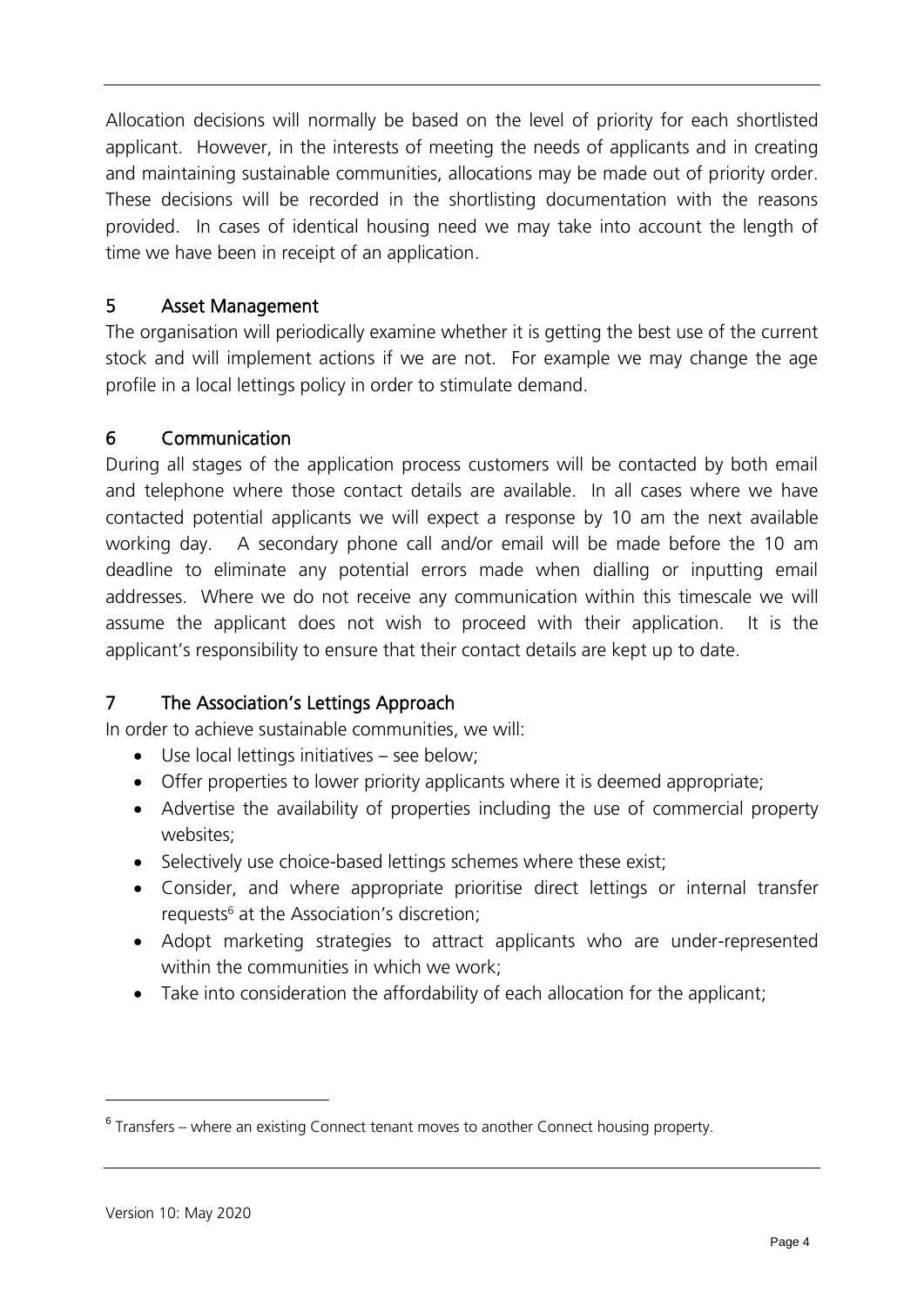Allocation decisions will normally be based on the level of priority for each shortlisted applicant. However, in the interests of meeting the needs of applicants and in creating and maintaining sustainable communities, allocations may be made out of priority order. These decisions will be recorded in the shortlisting documentation with the reasons provided. In cases of identical housing need we may take into account the length of time we have been in receipt of an application.

## 5 Asset Management

The organisation will periodically examine whether it is getting the best use of the current stock and will implement actions if we are not. For example we may change the age profile in a local lettings policy in order to stimulate demand.

## 6 Communication

During all stages of the application process customers will be contacted by both email and telephone where those contact details are available. In all cases where we have contacted potential applicants we will expect a response by 10 am the next available working day. A secondary phone call and/or email will be made before the 10 am deadline to eliminate any potential errors made when dialling or inputting email addresses. Where we do not receive any communication within this timescale we will assume the applicant does not wish to proceed with their application. It is the applicant's responsibility to ensure that their contact details are kept up to date.

## 7 The Association's Lettings Approach

In order to achieve sustainable communities, we will:

- Use local lettings initiatives – see below;
- Offer properties to lower priority applicants where it is deemed appropriate;
- Advertise the availability of properties including the use of commercial property websites;
- Selectively use choice-based lettings schemes where these exist;
- Consider, and where appropriate prioritise direct lettings or internal transfer requests[6] at the Association's discretion;
- Adopt marketing strategies to attract applicants who are under-represented within the communities in which we work;
- Take into consideration the affordability of each allocation for the applicant;

[6] Transfers – where an existing Connect tenant moves to another Connect housing property.

Version 10: May 2020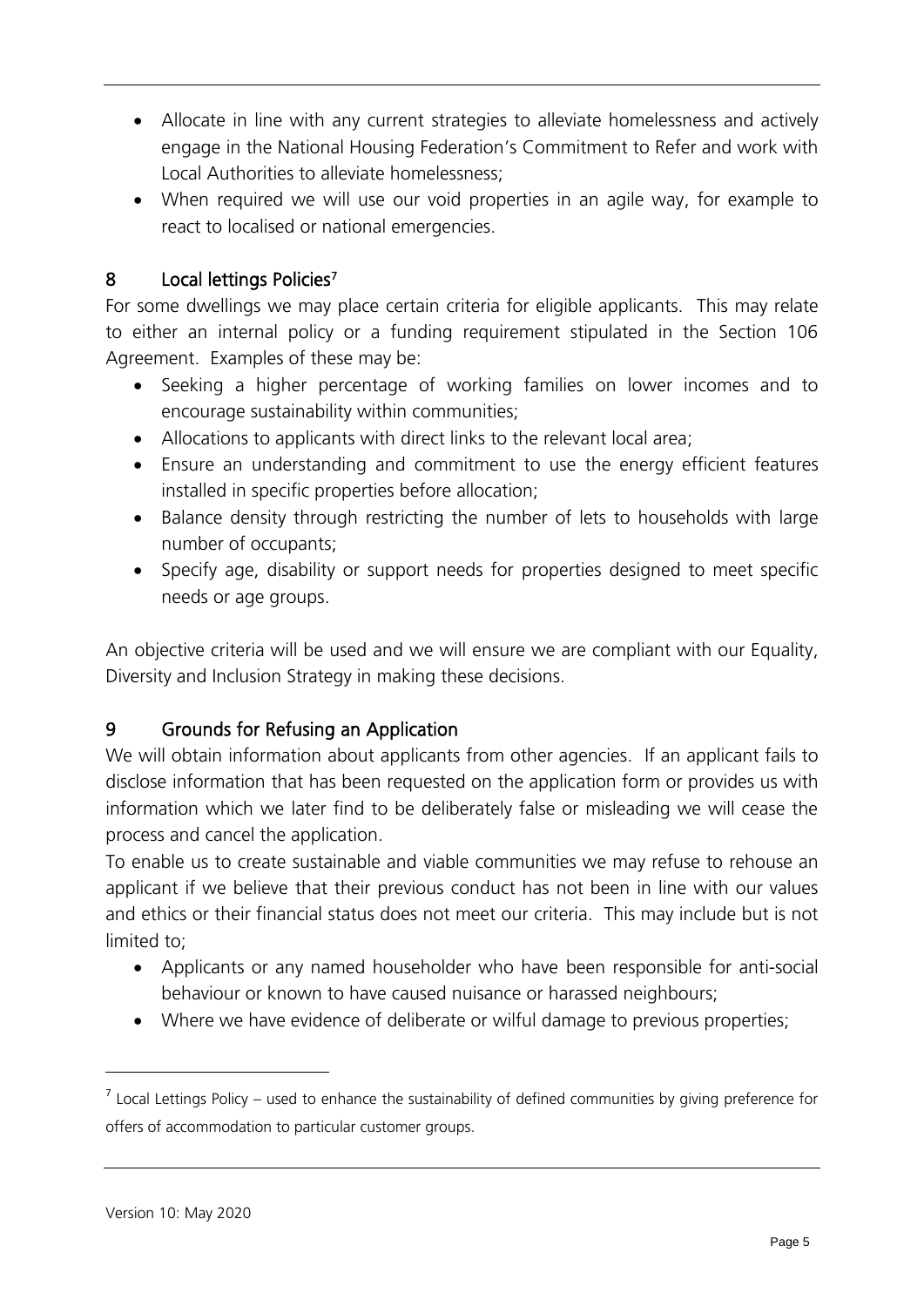- Allocate in line with any current strategies to alleviate homelessness and actively engage in the National Housing Federation's Commitment to Refer and work with Local Authorities to alleviate homelessness;
- When required we will use our void properties in an agile way, for example to react to localised or national emergencies.

## 8 Local lettings Policies[7]

For some dwellings we may place certain criteria for eligible applicants. This may relate to either an internal policy or a funding requirement stipulated in the Section 106 Agreement. Examples of these may be:

- Seeking a higher percentage of working families on lower incomes and to encourage sustainability within communities;
- Allocations to applicants with direct links to the relevant local area;
- Ensure an understanding and commitment to use the energy efficient features installed in specific properties before allocation;
- Balance density through restricting the number of lets to households with large number of occupants;
- Specify age, disability or support needs for properties designed to meet specific needs or age groups.

An objective criteria will be used and we will ensure we are compliant with our Equality, Diversity and Inclusion Strategy in making these decisions.

## 9 Grounds for Refusing an Application

We will obtain information about applicants from other agencies. If an applicant fails to disclose information that has been requested on the application form or provides us with information which we later find to be deliberately false or misleading we will cease the process and cancel the application.

To enable us to create sustainable and viable communities we may refuse to rehouse an applicant if we believe that their previous conduct has not been in line with our values and ethics or their financial status does not meet our criteria. This may include but is not limited to;

- Applicants or any named householder who have been responsible for anti-social behaviour or known to have caused nuisance or harassed neighbours;
- Where we have evidence of deliberate or wilful damage to previous properties;

[7] Local Lettings Policy – used to enhance the sustainability of defined communities by giving preference for offers of accommodation to particular customer groups.

Version 10: May 2020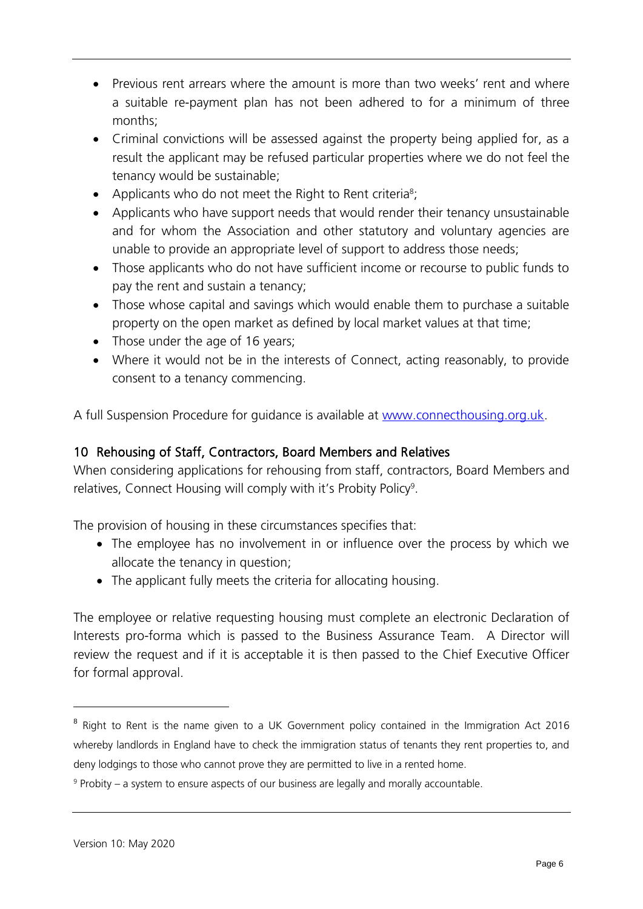- Previous rent arrears where the amount is more than two weeks' rent and where a suitable re-payment plan has not been adhered to for a minimum of three months;
- Criminal convictions will be assessed against the property being applied for, as a result the applicant may be refused particular properties where we do not feel the tenancy would be sustainable;
- Applicants who do not meet the Right to Rent criteria[8];
- Applicants who have support needs that would render their tenancy unsustainable and for whom the Association and other statutory and voluntary agencies are unable to provide an appropriate level of support to address those needs;
- Those applicants who do not have sufficient income or recourse to public funds to pay the rent and sustain a tenancy;
- Those whose capital and savings which would enable them to purchase a suitable property on the open market as defined by local market values at that time;
- Those under the age of 16 years;
- Where it would not be in the interests of Connect, acting reasonably, to provide consent to a tenancy commencing.

A full Suspension Procedure for guidance is available at [www.connecthousing.org.uk](http://www.connecthousing.org.uk).

## 10 Rehousing of Staff, Contractors, Board Members and Relatives

When considering applications for rehousing from staff, contractors, Board Members and relatives, Connect Housing will comply with it's Probity Policy[9].

The provision of housing in these circumstances specifies that:

- The employee has no involvement in or influence over the process by which we allocate the tenancy in question;
- The applicant fully meets the criteria for allocating housing.

The employee or relative requesting housing must complete an electronic Declaration of Interests pro-forma which is passed to the Business Assurance Team. A Director will review the request and if it is acceptable it is then passed to the Chief Executive Officer for formal approval.

---

[8] Right to Rent is the name given to a UK Government policy contained in the Immigration Act 2016 whereby landlords in England have to check the immigration status of tenants they rent properties to, and deny lodgings to those who cannot prove they are permitted to live in a rented home.

[9] Probity – a system to ensure aspects of our business are legally and morally accountable.

Version 10: May 2020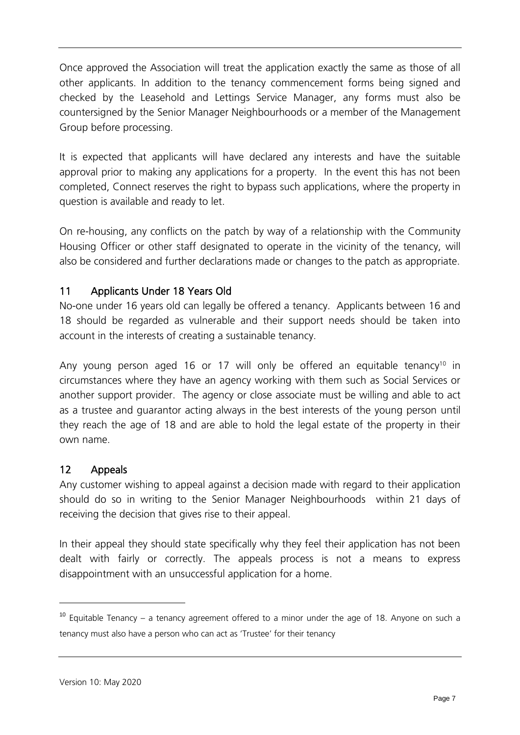Once approved the Association will treat the application exactly the same as those of all other applicants. In addition to the tenancy commencement forms being signed and checked by the Leasehold and Lettings Service Manager, any forms must also be countersigned by the Senior Manager Neighbourhoods or a member of the Management Group before processing.

It is expected that applicants will have declared any interests and have the suitable approval prior to making any applications for a property. In the event this has not been completed, Connect reserves the right to bypass such applications, where the property in question is available and ready to let.

On re-housing, any conflicts on the patch by way of a relationship with the Community Housing Officer or other staff designated to operate in the vicinity of the tenancy, will also be considered and further declarations made or changes to the patch as appropriate.

## 11 Applicants Under 18 Years Old

No-one under 16 years old can legally be offered a tenancy. Applicants between 16 and 18 should be regarded as vulnerable and their support needs should be taken into account in the interests of creating a sustainable tenancy.

Any young person aged 16 or 17 will only be offered an equitable tenancy[10] in circumstances where they have an agency working with them such as Social Services or another support provider. The agency or close associate must be willing and able to act as a trustee and guarantor acting always in the best interests of the young person until they reach the age of 18 and are able to hold the legal estate of the property in their own name.

## 12 Appeals

Any customer wishing to appeal against a decision made with regard to their application should do so in writing to the Senior Manager Neighbourhoods within 21 days of receiving the decision that gives rise to their appeal.

In their appeal they should state specifically why they feel their application has not been dealt with fairly or correctly. The appeals process is not a means to express disappointment with an unsuccessful application for a home.

---

[10] Equitable Tenancy – a tenancy agreement offered to a minor under the age of 18. Anyone on such a tenancy must also have a person who can act as 'Trustee' for their tenancy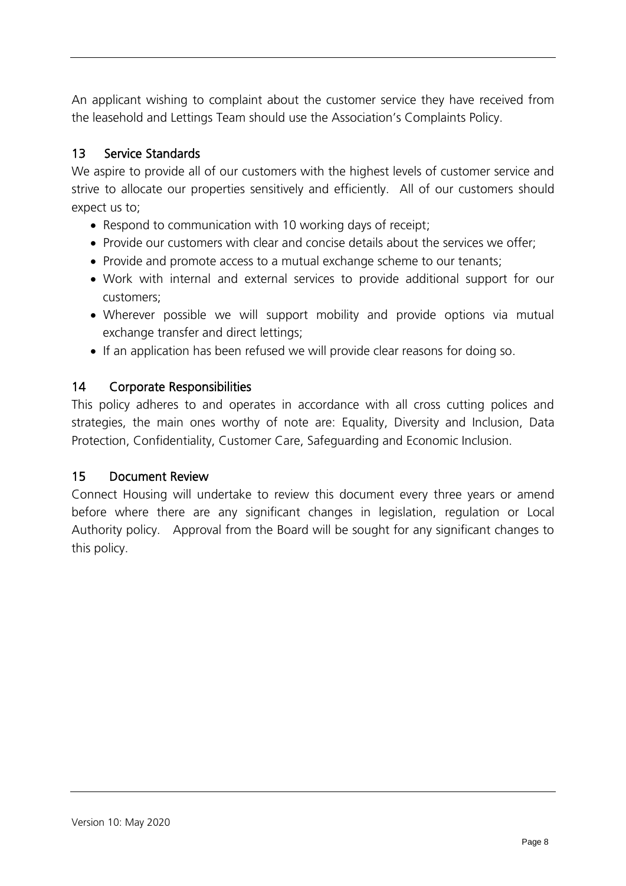An applicant wishing to complaint about the customer service they have received from the leasehold and Lettings Team should use the Association's Complaints Policy.

## 13 Service Standards

We aspire to provide all of our customers with the highest levels of customer service and strive to allocate our properties sensitively and efficiently. All of our customers should expect us to;

- Respond to communication with 10 working days of receipt;
- Provide our customers with clear and concise details about the services we offer;
- Provide and promote access to a mutual exchange scheme to our tenants;
- Work with internal and external services to provide additional support for our customers;
- Wherever possible we will support mobility and provide options via mutual exchange transfer and direct lettings;
- If an application has been refused we will provide clear reasons for doing so.

## 14 Corporate Responsibilities

This policy adheres to and operates in accordance with all cross cutting polices and strategies, the main ones worthy of note are: Equality, Diversity and Inclusion, Data Protection, Confidentiality, Customer Care, Safeguarding and Economic Inclusion.

## 15 Document Review

Connect Housing will undertake to review this document every three years or amend before where there are any significant changes in legislation, regulation or Local Authority policy. Approval from the Board will be sought for any significant changes to this policy.